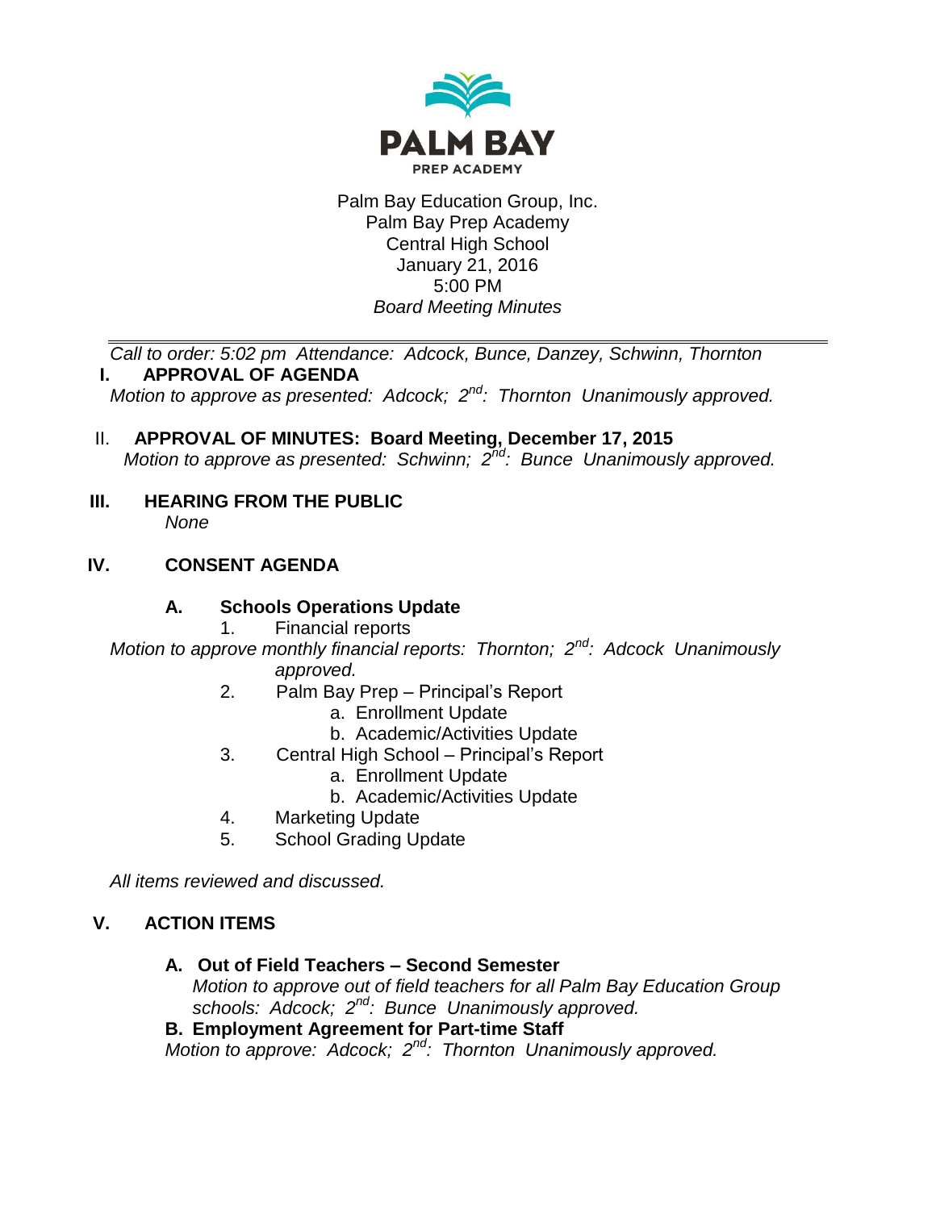PALM BAY
PREP ACADEMY

Palm Bay Education Group, Inc.
Palm Bay Prep Academy
Central High School
January 21, 2016
5:00 PM
*Board Meeting Minutes*

---

*Call to order: 5:02 pm Attendance: Adcock, Bunce, Danzey, Schwinn, Thornton*

## I. APPROVAL OF AGENDA

*Motion to approve as presented: Adcock; 2nd: Thornton Unanimously approved.*

## II. APPROVAL OF MINUTES: Board Meeting, December 17, 2015

*Motion to approve as presented: Schwinn; 2nd: Bunce Unanimously approved.*

## III. HEARING FROM THE PUBLIC

*None*

## IV. CONSENT AGENDA

### A. Schools Operations Update

1. Financial reports

*Motion to approve monthly financial reports: Thornton; 2nd: Adcock Unanimously approved.*

2. Palm Bay Prep – Principal's Report
   a. Enrollment Update
   b. Academic/Activities Update
3. Central High School – Principal's Report
   a. Enrollment Update
   b. Academic/Activities Update
4. Marketing Update
5. School Grading Update

*All items reviewed and discussed.*

## V. ACTION ITEMS

### A. Out of Field Teachers – Second Semester

*Motion to approve out of field teachers for all Palm Bay Education Group schools: Adcock; 2nd: Bunce Unanimously approved.*

### B. Employment Agreement for Part-time Staff

*Motion to approve: Adcock; 2nd: Thornton Unanimously approved.*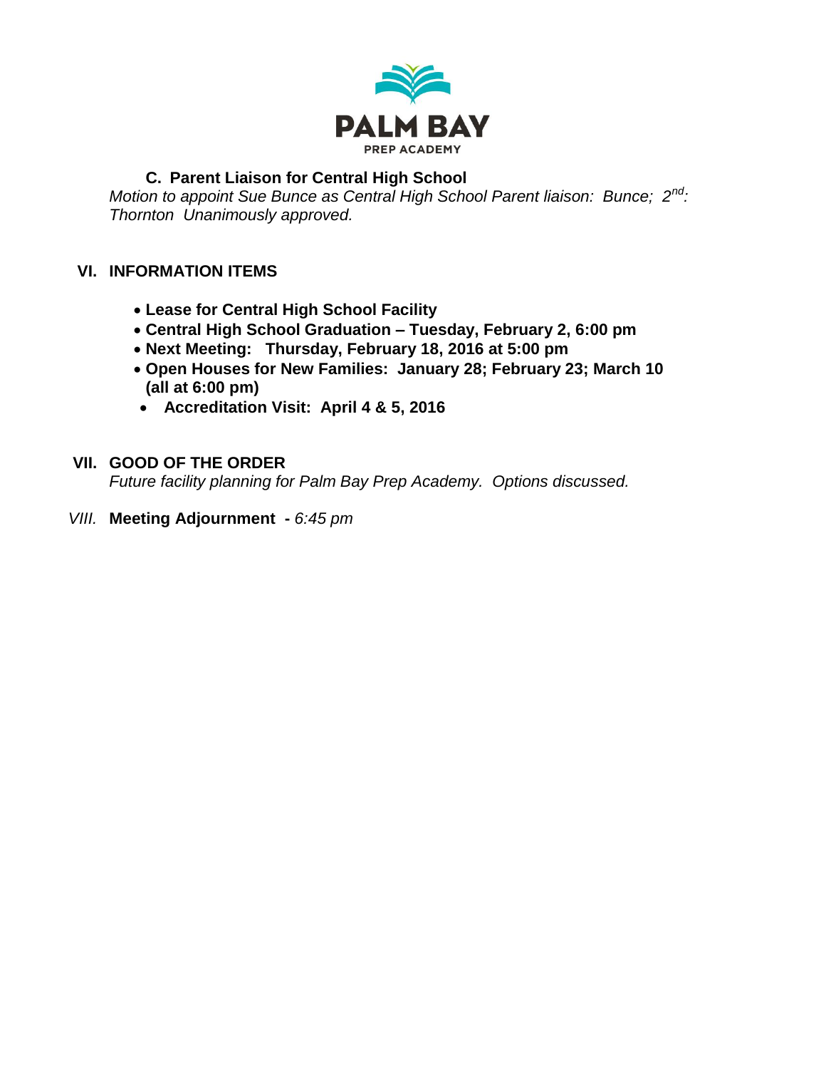PALM BAY
PREP ACADEMY

**C. Parent Liaison for Central High School**

*Motion to appoint Sue Bunce as Central High School Parent liaison: Bunce; 2nd: Thornton Unanimously approved.*

## VI. INFORMATION ITEMS

- **Lease for Central High School Facility**
- **Central High School Graduation – Tuesday, February 2, 6:00 pm**
- **Next Meeting: Thursday, February 18, 2016 at 5:00 pm**
- **Open Houses for New Families: January 28; February 23; March 10 (all at 6:00 pm)**
- **Accreditation Visit: April 4 & 5, 2016**

## VII. GOOD OF THE ORDER

*Future facility planning for Palm Bay Prep Academy. Options discussed.*

*VIII.* **Meeting Adjournment -** *6:45 pm*